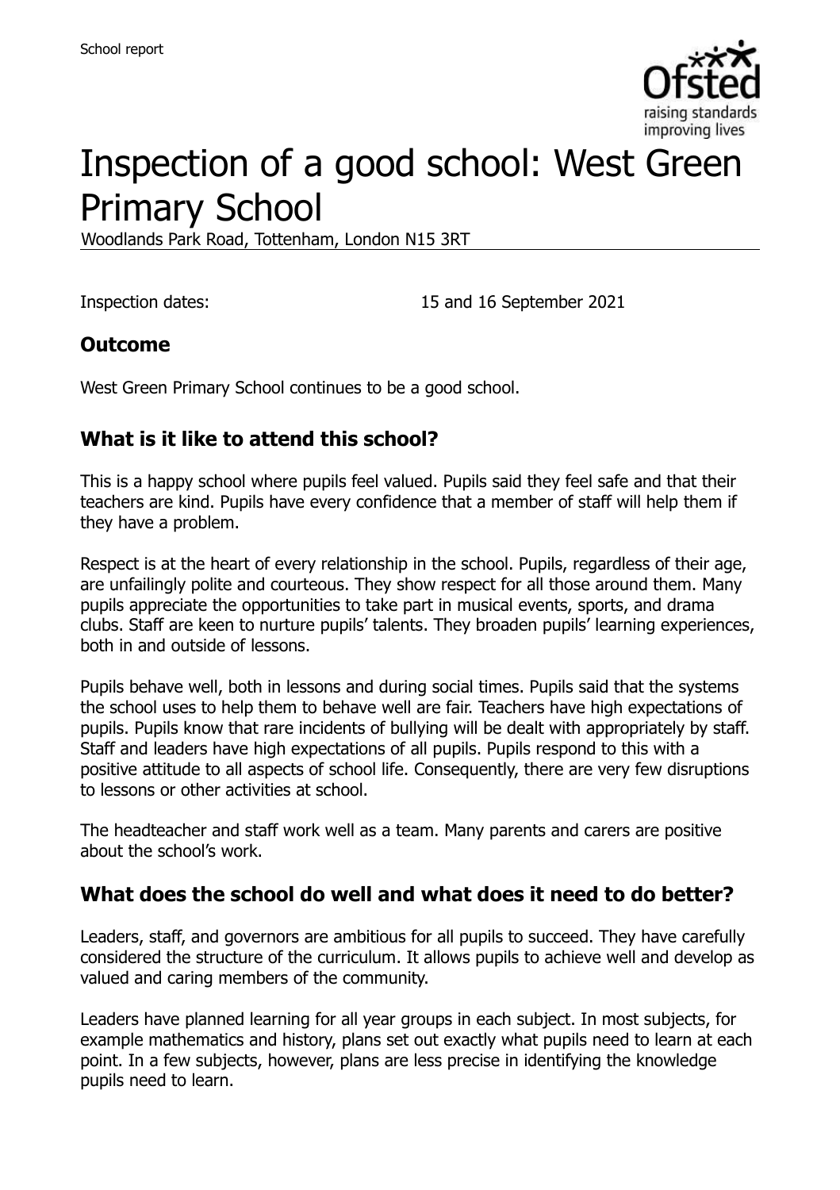School report

# Inspection of a good school: West Green Primary School

Woodlands Park Road, Tottenham, London N15 3RT

Inspection dates: 15 and 16 September 2021

## Outcome

West Green Primary School continues to be a good school.

## What is it like to attend this school?

This is a happy school where pupils feel valued. Pupils said they feel safe and that their teachers are kind. Pupils have every confidence that a member of staff will help them if they have a problem.

Respect is at the heart of every relationship in the school. Pupils, regardless of their age, are unfailingly polite and courteous. They show respect for all those around them. Many pupils appreciate the opportunities to take part in musical events, sports, and drama clubs. Staff are keen to nurture pupils' talents. They broaden pupils' learning experiences, both in and outside of lessons.

Pupils behave well, both in lessons and during social times. Pupils said that the systems the school uses to help them to behave well are fair. Teachers have high expectations of pupils. Pupils know that rare incidents of bullying will be dealt with appropriately by staff. Staff and leaders have high expectations of all pupils. Pupils respond to this with a positive attitude to all aspects of school life. Consequently, there are very few disruptions to lessons or other activities at school.

The headteacher and staff work well as a team. Many parents and carers are positive about the school's work.

## What does the school do well and what does it need to do better?

Leaders, staff, and governors are ambitious for all pupils to succeed. They have carefully considered the structure of the curriculum. It allows pupils to achieve well and develop as valued and caring members of the community.

Leaders have planned learning for all year groups in each subject. In most subjects, for example mathematics and history, plans set out exactly what pupils need to learn at each point. In a few subjects, however, plans are less precise in identifying the knowledge pupils need to learn.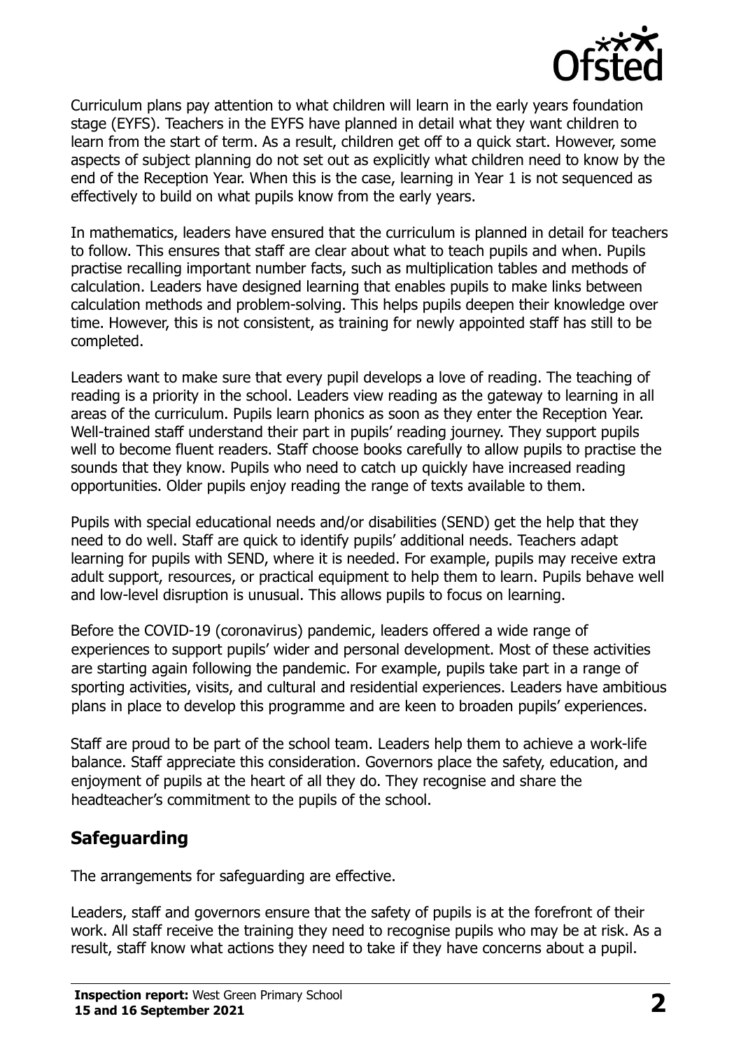Curriculum plans pay attention to what children will learn in the early years foundation stage (EYFS). Teachers in the EYFS have planned in detail what they want children to learn from the start of term. As a result, children get off to a quick start. However, some aspects of subject planning do not set out as explicitly what children need to know by the end of the Reception Year. When this is the case, learning in Year 1 is not sequenced as effectively to build on what pupils know from the early years.

In mathematics, leaders have ensured that the curriculum is planned in detail for teachers to follow. This ensures that staff are clear about what to teach pupils and when. Pupils practise recalling important number facts, such as multiplication tables and methods of calculation. Leaders have designed learning that enables pupils to make links between calculation methods and problem-solving. This helps pupils deepen their knowledge over time. However, this is not consistent, as training for newly appointed staff has still to be completed.

Leaders want to make sure that every pupil develops a love of reading. The teaching of reading is a priority in the school. Leaders view reading as the gateway to learning in all areas of the curriculum. Pupils learn phonics as soon as they enter the Reception Year. Well-trained staff understand their part in pupils' reading journey. They support pupils well to become fluent readers. Staff choose books carefully to allow pupils to practise the sounds that they know. Pupils who need to catch up quickly have increased reading opportunities. Older pupils enjoy reading the range of texts available to them.

Pupils with special educational needs and/or disabilities (SEND) get the help that they need to do well. Staff are quick to identify pupils' additional needs. Teachers adapt learning for pupils with SEND, where it is needed. For example, pupils may receive extra adult support, resources, or practical equipment to help them to learn. Pupils behave well and low-level disruption is unusual. This allows pupils to focus on learning.

Before the COVID-19 (coronavirus) pandemic, leaders offered a wide range of experiences to support pupils' wider and personal development. Most of these activities are starting again following the pandemic. For example, pupils take part in a range of sporting activities, visits, and cultural and residential experiences. Leaders have ambitious plans in place to develop this programme and are keen to broaden pupils' experiences.

Staff are proud to be part of the school team. Leaders help them to achieve a work-life balance. Staff appreciate this consideration. Governors place the safety, education, and enjoyment of pupils at the heart of all they do. They recognise and share the headteacher's commitment to the pupils of the school.

## Safeguarding

The arrangements for safeguarding are effective.

Leaders, staff and governors ensure that the safety of pupils is at the forefront of their work. All staff receive the training they need to recognise pupils who may be at risk. As a result, staff know what actions they need to take if they have concerns about a pupil.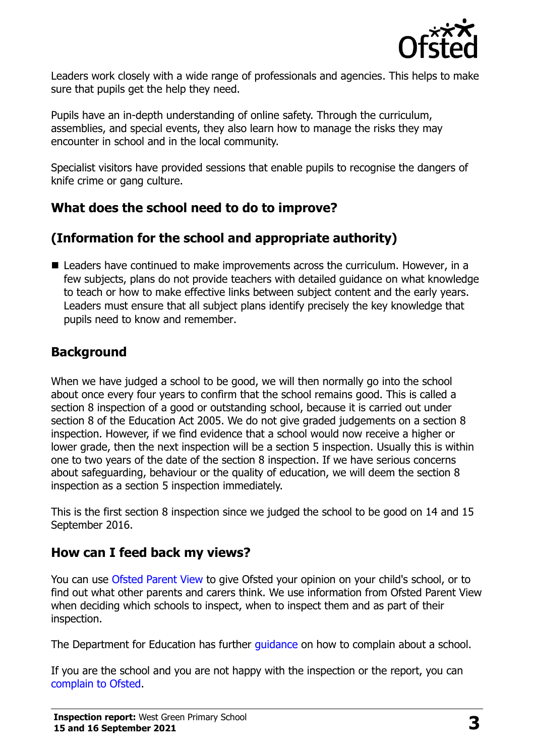Leaders work closely with a wide range of professionals and agencies. This helps to make sure that pupils get the help they need.

Pupils have an in-depth understanding of online safety. Through the curriculum, assemblies, and special events, they also learn how to manage the risks they may encounter in school and in the local community.

Specialist visitors have provided sessions that enable pupils to recognise the dangers of knife crime or gang culture.

## What does the school need to do to improve?

## (Information for the school and appropriate authority)

- Leaders have continued to make improvements across the curriculum. However, in a few subjects, plans do not provide teachers with detailed guidance on what knowledge to teach or how to make effective links between subject content and the early years. Leaders must ensure that all subject plans identify precisely the key knowledge that pupils need to know and remember.

## Background

When we have judged a school to be good, we will then normally go into the school about once every four years to confirm that the school remains good. This is called a section 8 inspection of a good or outstanding school, because it is carried out under section 8 of the Education Act 2005. We do not give graded judgements on a section 8 inspection. However, if we find evidence that a school would now receive a higher or lower grade, then the next inspection will be a section 5 inspection. Usually this is within one to two years of the date of the section 8 inspection. If we have serious concerns about safeguarding, behaviour or the quality of education, we will deem the section 8 inspection as a section 5 inspection immediately.

This is the first section 8 inspection since we judged the school to be good on 14 and 15 September 2016.

## How can I feed back my views?

You can use Ofsted Parent View to give Ofsted your opinion on your child's school, or to find out what other parents and carers think. We use information from Ofsted Parent View when deciding which schools to inspect, when to inspect them and as part of their inspection.

The Department for Education has further guidance on how to complain about a school.

If you are the school and you are not happy with the inspection or the report, you can complain to Ofsted.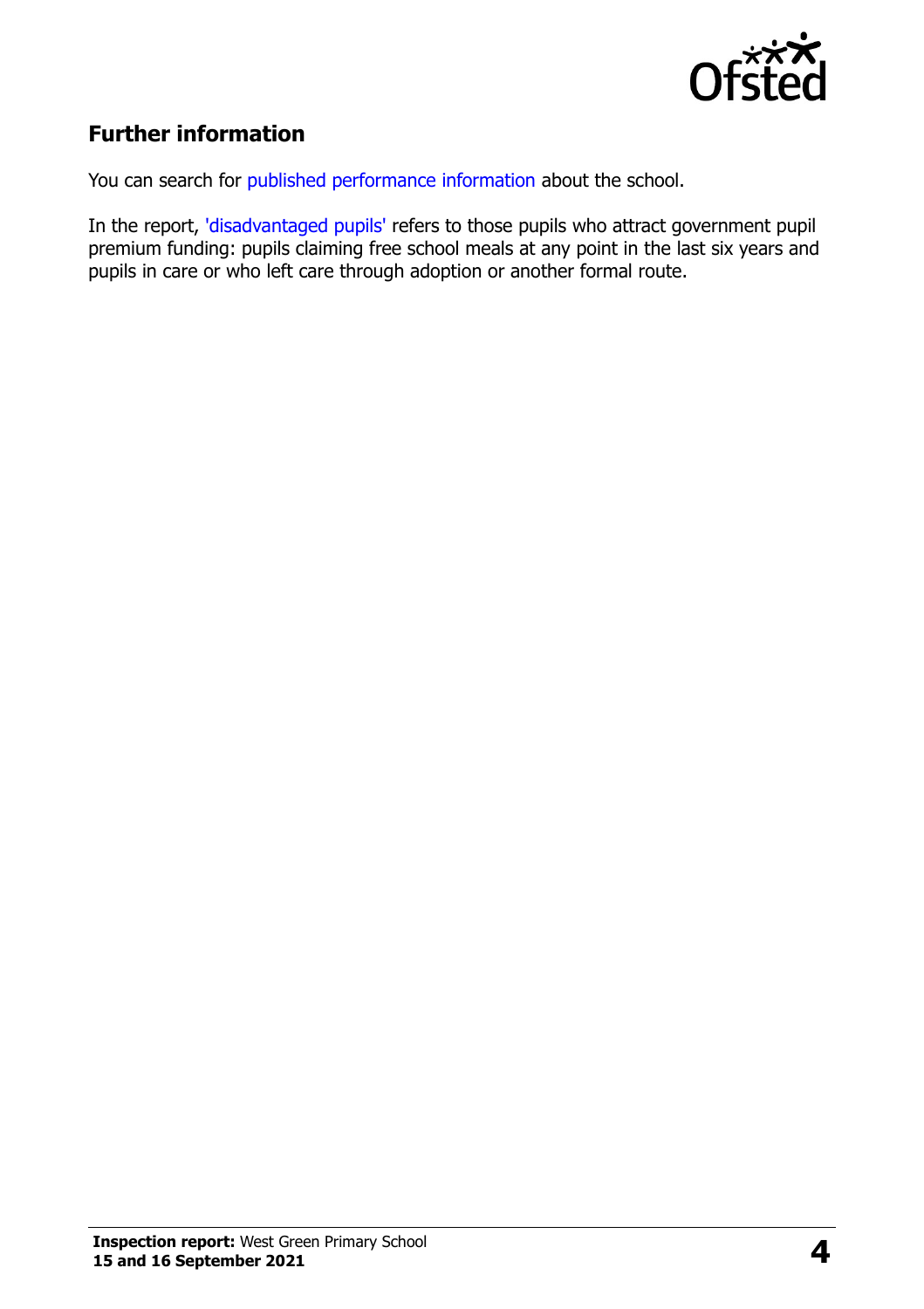## Further information

You can search for published performance information about the school.

In the report, 'disadvantaged pupils' refers to those pupils who attract government pupil premium funding: pupils claiming free school meals at any point in the last six years and pupils in care or who left care through adoption or another formal route.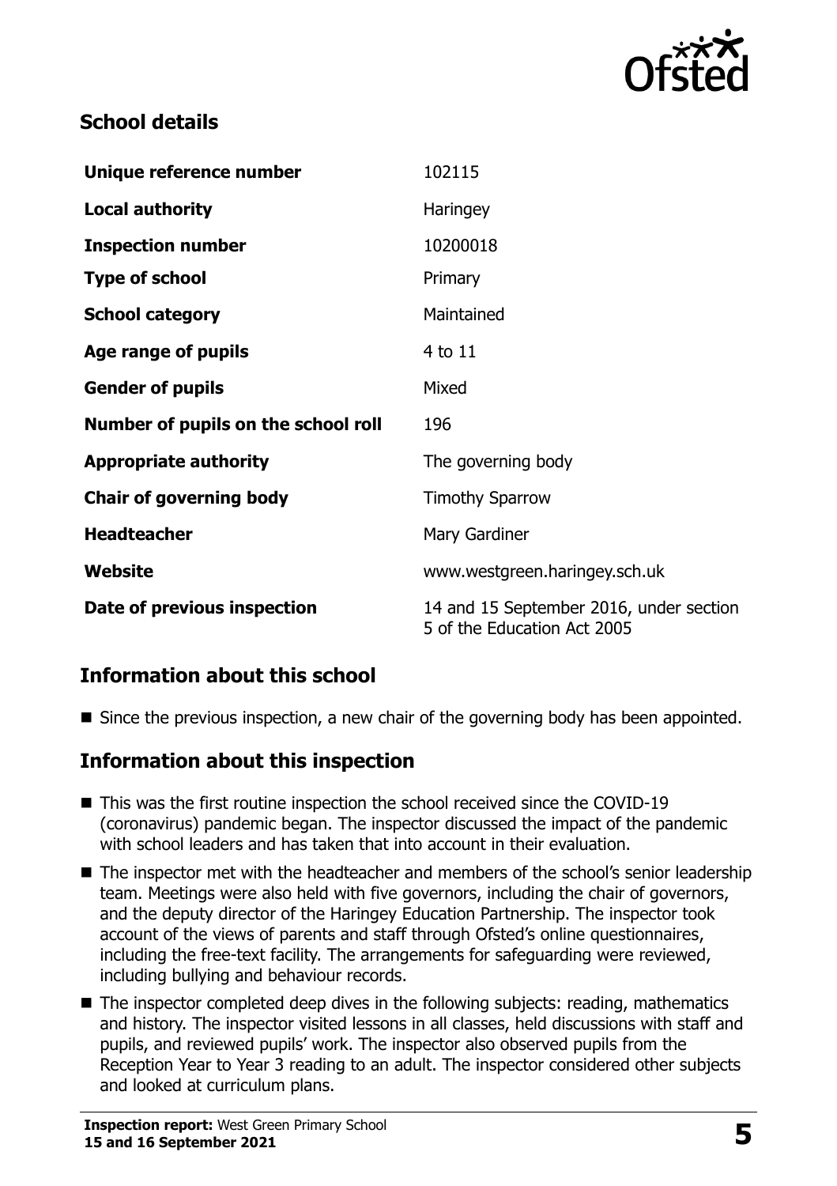## School details

| | |
|---|---|
| **Unique reference number** | 102115 |
| **Local authority** | Haringey |
| **Inspection number** | 10200018 |
| **Type of school** | Primary |
| **School category** | Maintained |
| **Age range of pupils** | 4 to 11 |
| **Gender of pupils** | Mixed |
| **Number of pupils on the school roll** | 196 |
| **Appropriate authority** | The governing body |
| **Chair of governing body** | Timothy Sparrow |
| **Headteacher** | Mary Gardiner |
| **Website** | www.westgreen.haringey.sch.uk |
| **Date of previous inspection** | 14 and 15 September 2016, under section 5 of the Education Act 2005 |

## Information about this school

- Since the previous inspection, a new chair of the governing body has been appointed.

## Information about this inspection

- This was the first routine inspection the school received since the COVID-19 (coronavirus) pandemic began. The inspector discussed the impact of the pandemic with school leaders and has taken that into account in their evaluation.
- The inspector met with the headteacher and members of the school's senior leadership team. Meetings were also held with five governors, including the chair of governors, and the deputy director of the Haringey Education Partnership. The inspector took account of the views of parents and staff through Ofsted's online questionnaires, including the free-text facility. The arrangements for safeguarding were reviewed, including bullying and behaviour records.
- The inspector completed deep dives in the following subjects: reading, mathematics and history. The inspector visited lessons in all classes, held discussions with staff and pupils, and reviewed pupils' work. The inspector also observed pupils from the Reception Year to Year 3 reading to an adult. The inspector considered other subjects and looked at curriculum plans.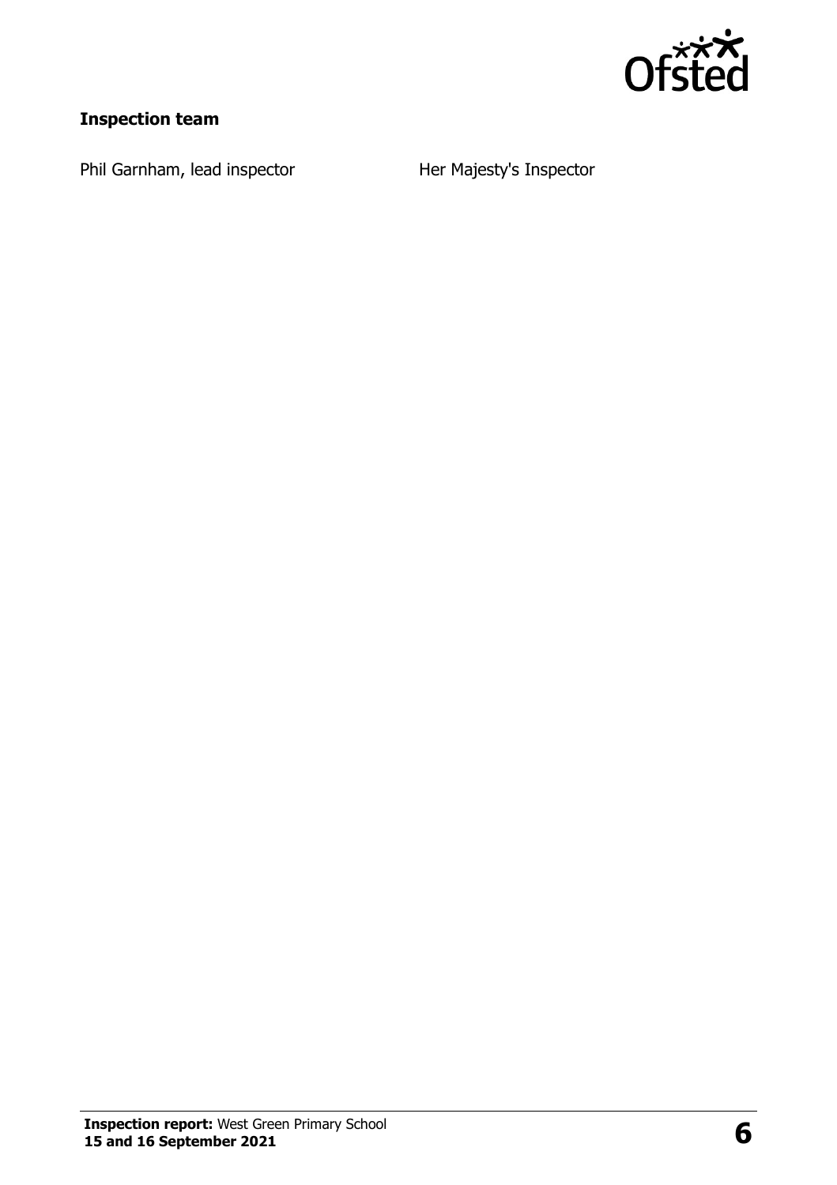### Inspection team

| | |
|---|---|
| Phil Garnham, lead inspector | Her Majesty's Inspector |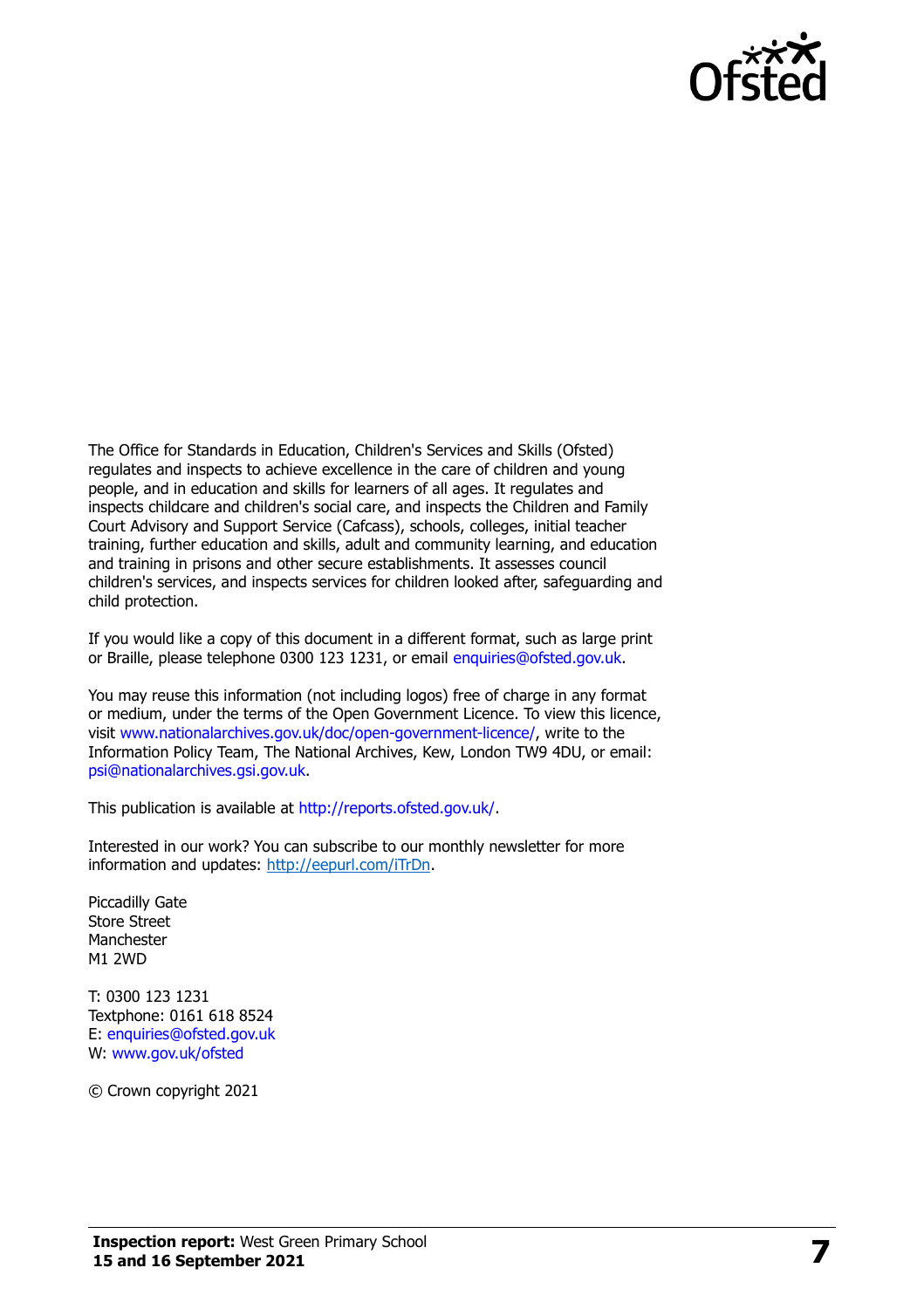The Office for Standards in Education, Children's Services and Skills (Ofsted) regulates and inspects to achieve excellence in the care of children and young people, and in education and skills for learners of all ages. It regulates and inspects childcare and children's social care, and inspects the Children and Family Court Advisory and Support Service (Cafcass), schools, colleges, initial teacher training, further education and skills, adult and community learning, and education and training in prisons and other secure establishments. It assesses council children's services, and inspects services for children looked after, safeguarding and child protection.

If you would like a copy of this document in a different format, such as large print or Braille, please telephone 0300 123 1231, or email enquiries@ofsted.gov.uk.

You may reuse this information (not including logos) free of charge in any format or medium, under the terms of the Open Government Licence. To view this licence, visit www.nationalarchives.gov.uk/doc/open-government-licence/, write to the Information Policy Team, The National Archives, Kew, London TW9 4DU, or email: psi@nationalarchives.gsi.gov.uk.

This publication is available at http://reports.ofsted.gov.uk/.

Interested in our work? You can subscribe to our monthly newsletter for more information and updates: http://eepurl.com/iTrDn.

Piccadilly Gate
Store Street
Manchester
M1 2WD

T: 0300 123 1231
Textphone: 0161 618 8524
E: enquiries@ofsted.gov.uk
W: www.gov.uk/ofsted

© Crown copyright 2021